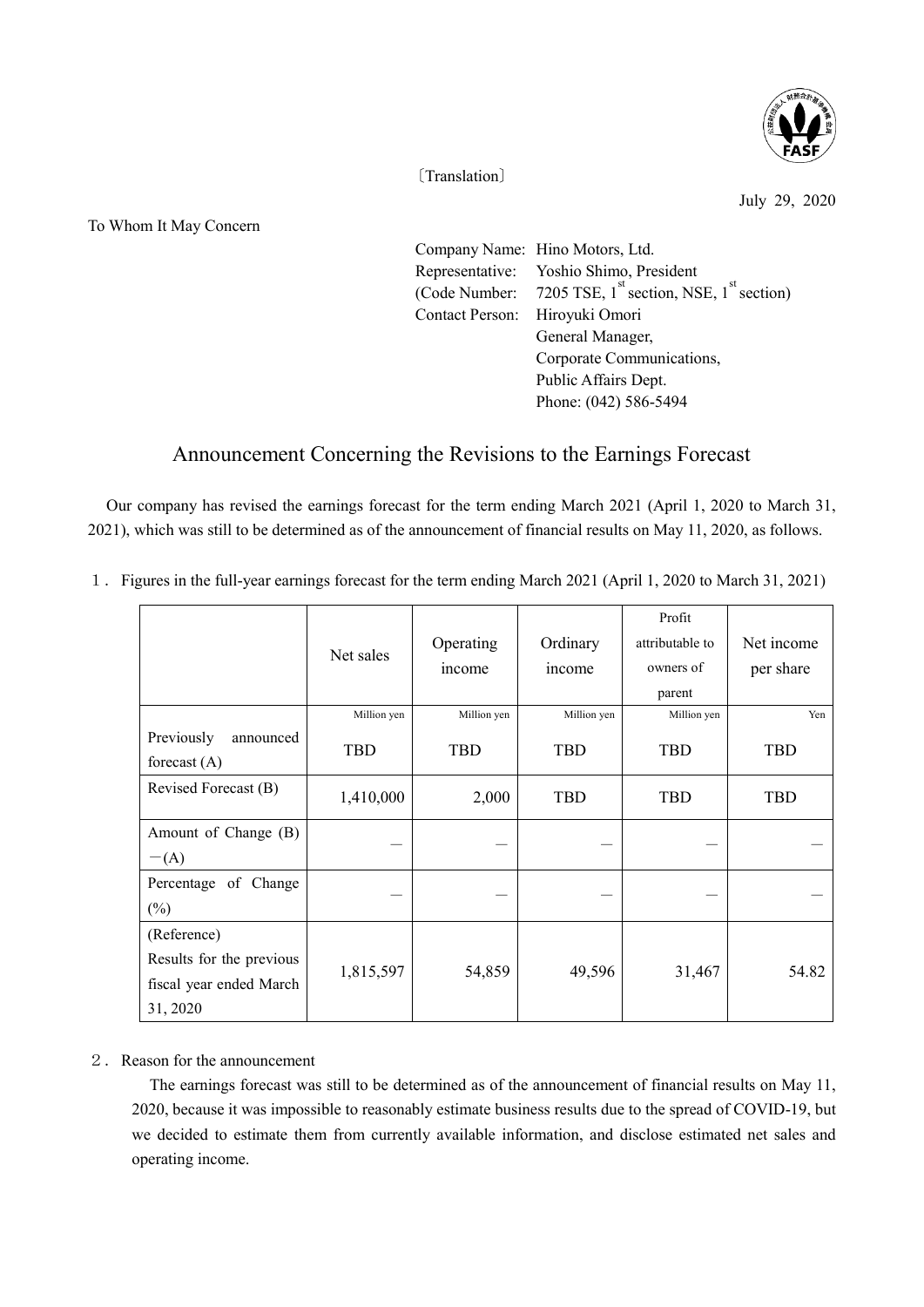〔Translation〕

July 29, 2020

To Whom It May Concern

Company Name: Hino Motors, Ltd.
Representative: Yoshio Shimo, President
(Code Number: 7205 TSE, 1st section, NSE, 1st section)
Contact Person: Hiroyuki Omori
General Manager,
Corporate Communications,
Public Affairs Dept.
Phone: (042) 586-5494

# Announcement Concerning the Revisions to the Earnings Forecast

Our company has revised the earnings forecast for the term ending March 2021 (April 1, 2020 to March 31, 2021), which was still to be determined as of the announcement of financial results on May 11, 2020, as follows.

１． Figures in the full-year earnings forecast for the term ending March 2021 (April 1, 2020 to March 31, 2021)

| | Net sales | Operating income | Ordinary income | Profit attributable to owners of parent | Net income per share |
|---|---|---|---|---|---|
| | Million yen | Million yen | Million yen | Million yen | Yen |
| Previously announced forecast (A) | TBD | TBD | TBD | TBD | TBD |
| Revised Forecast (B) | 1,410,000 | 2,000 | TBD | TBD | TBD |
| Amount of Change (B) －(A) | ― | ― | ― | ― | ― |
| Percentage of Change (%) | ― | ― | ― | ― | ― |
| (Reference) Results for the previous fiscal year ended March 31, 2020 | 1,815,597 | 54,859 | 49,596 | 31,467 | 54.82 |

２． Reason for the announcement

The earnings forecast was still to be determined as of the announcement of financial results on May 11, 2020, because it was impossible to reasonably estimate business results due to the spread of COVID-19, but we decided to estimate them from currently available information, and disclose estimated net sales and operating income.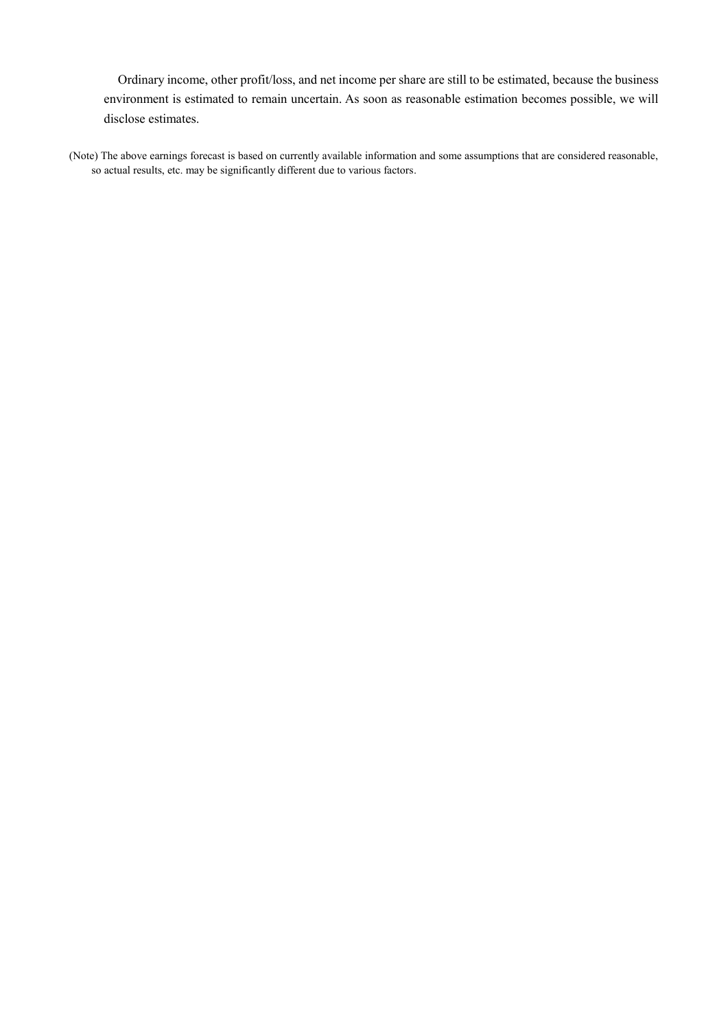Ordinary income, other profit/loss, and net income per share are still to be estimated, because the business environment is estimated to remain uncertain. As soon as reasonable estimation becomes possible, we will disclose estimates.

(Note) The above earnings forecast is based on currently available information and some assumptions that are considered reasonable, so actual results, etc. may be significantly different due to various factors.